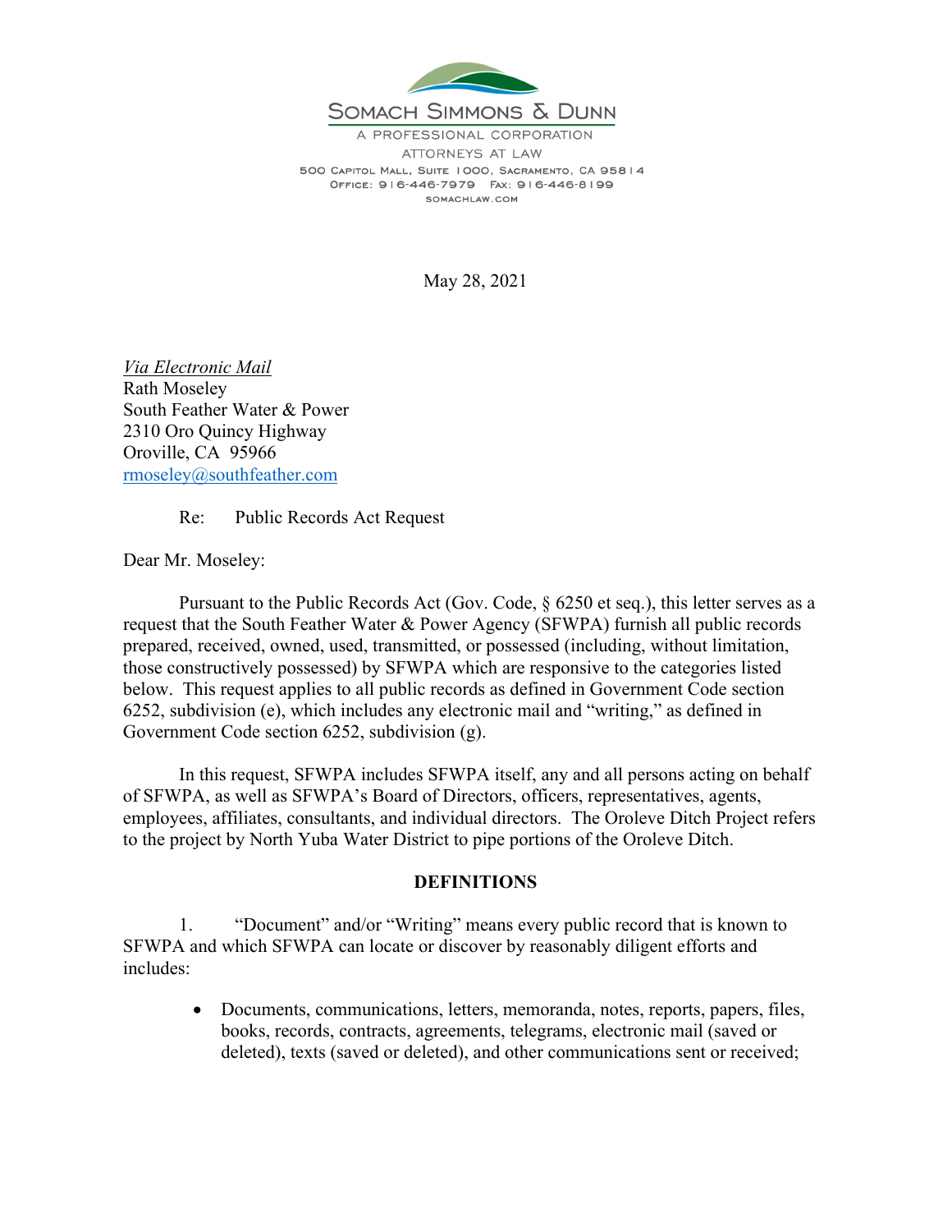SOMACH SIMMONS & DUNN

A PROFESSIONAL CORPORATION

ATTORNEYS AT LAW

500 CAPITOL MALL, SUITE 1000, SACRAMENTO, CA 95814

OFFICE: 916-446-7979 FAX: 916-446-8199

SOMACHLAW.COM

May 28, 2021

*Via Electronic Mail*
Rath Moseley
South Feather Water & Power
2310 Oro Quincy Highway
Oroville, CA 95966
rmoseley@southfeather.com

Re: Public Records Act Request

Dear Mr. Moseley:

Pursuant to the Public Records Act (Gov. Code, § 6250 et seq.), this letter serves as a request that the South Feather Water & Power Agency (SFWPA) furnish all public records prepared, received, owned, used, transmitted, or possessed (including, without limitation, those constructively possessed) by SFWPA which are responsive to the categories listed below. This request applies to all public records as defined in Government Code section 6252, subdivision (e), which includes any electronic mail and "writing," as defined in Government Code section 6252, subdivision (g).

In this request, SFWPA includes SFWPA itself, any and all persons acting on behalf of SFWPA, as well as SFWPA's Board of Directors, officers, representatives, agents, employees, affiliates, consultants, and individual directors. The Oroleve Ditch Project refers to the project by North Yuba Water District to pipe portions of the Oroleve Ditch.

**DEFINITIONS**

1. "Document" and/or "Writing" means every public record that is known to SFWPA and which SFWPA can locate or discover by reasonably diligent efforts and includes:

- Documents, communications, letters, memoranda, notes, reports, papers, files, books, records, contracts, agreements, telegrams, electronic mail (saved or deleted), texts (saved or deleted), and other communications sent or received;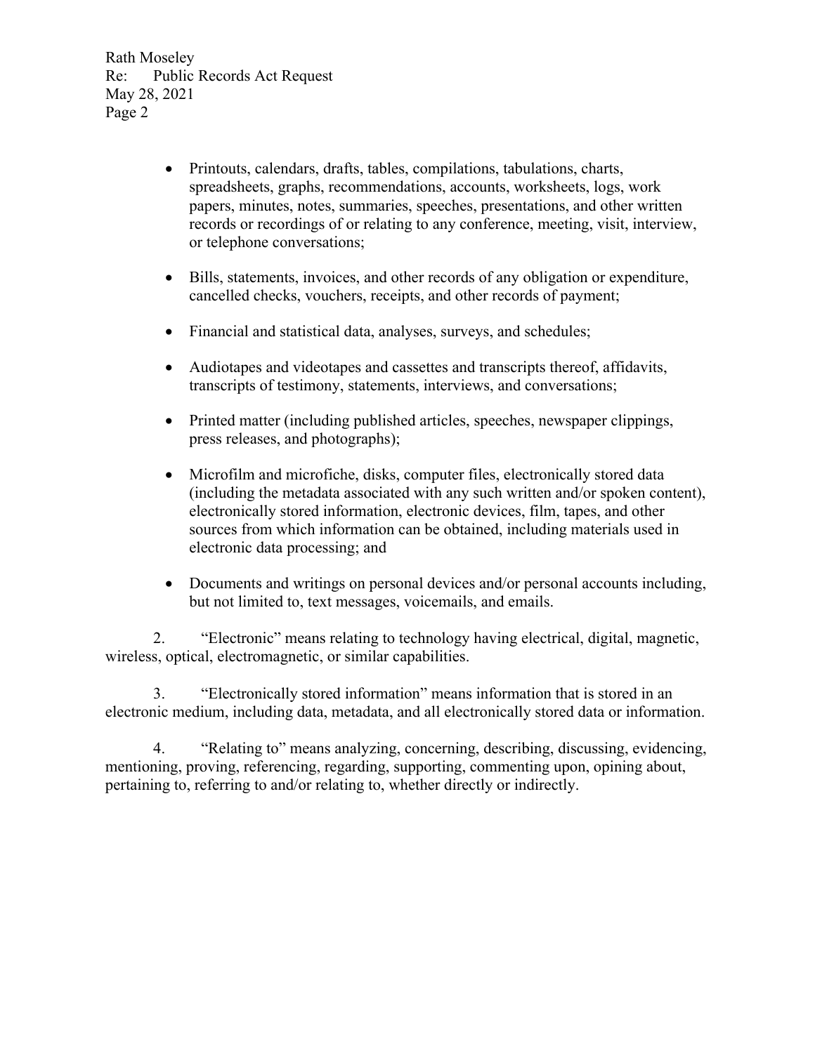- Printouts, calendars, drafts, tables, compilations, tabulations, charts, spreadsheets, graphs, recommendations, accounts, worksheets, logs, work papers, minutes, notes, summaries, speeches, presentations, and other written records or recordings of or relating to any conference, meeting, visit, interview, or telephone conversations;

- Bills, statements, invoices, and other records of any obligation or expenditure, cancelled checks, vouchers, receipts, and other records of payment;

- Financial and statistical data, analyses, surveys, and schedules;

- Audiotapes and videotapes and cassettes and transcripts thereof, affidavits, transcripts of testimony, statements, interviews, and conversations;

- Printed matter (including published articles, speeches, newspaper clippings, press releases, and photographs);

- Microfilm and microfiche, disks, computer files, electronically stored data (including the metadata associated with any such written and/or spoken content), electronically stored information, electronic devices, film, tapes, and other sources from which information can be obtained, including materials used in electronic data processing; and

- Documents and writings on personal devices and/or personal accounts including, but not limited to, text messages, voicemails, and emails.

2. "Electronic" means relating to technology having electrical, digital, magnetic, wireless, optical, electromagnetic, or similar capabilities.

3. "Electronically stored information" means information that is stored in an electronic medium, including data, metadata, and all electronically stored data or information.

4. "Relating to" means analyzing, concerning, describing, discussing, evidencing, mentioning, proving, referencing, regarding, supporting, commenting upon, opining about, pertaining to, referring to and/or relating to, whether directly or indirectly.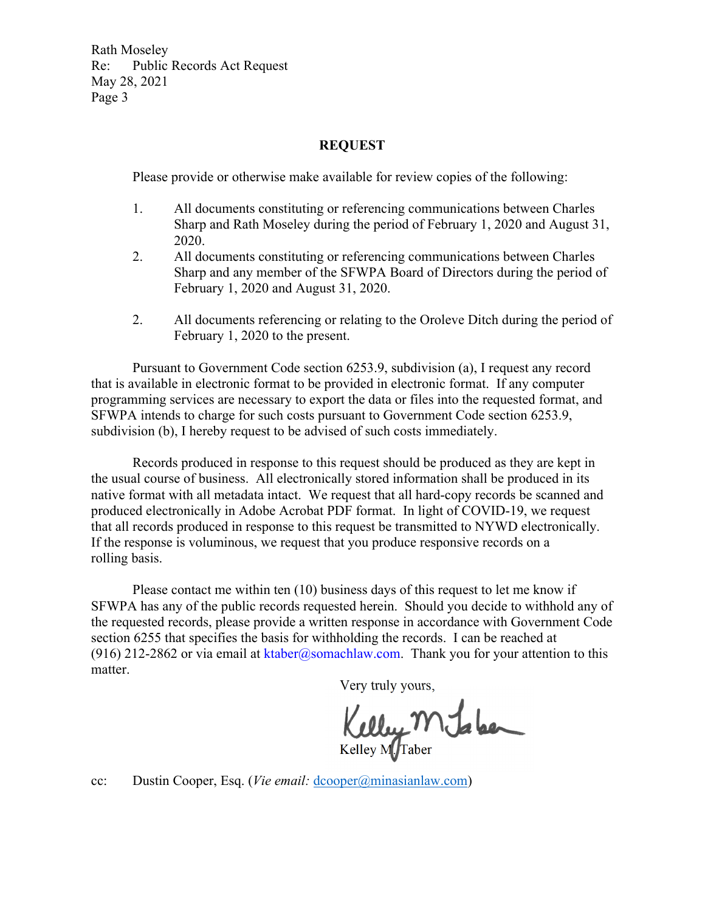## REQUEST

Please provide or otherwise make available for review copies of the following:

1. All documents constituting or referencing communications between Charles Sharp and Rath Moseley during the period of February 1, 2020 and August 31, 2020.
2. All documents constituting or referencing communications between Charles Sharp and any member of the SFWPA Board of Directors during the period of February 1, 2020 and August 31, 2020.

2. All documents referencing or relating to the Oroleve Ditch during the period of February 1, 2020 to the present.

Pursuant to Government Code section 6253.9, subdivision (a), I request any record that is available in electronic format to be provided in electronic format. If any computer programming services are necessary to export the data or files into the requested format, and SFWPA intends to charge for such costs pursuant to Government Code section 6253.9, subdivision (b), I hereby request to be advised of such costs immediately.

Records produced in response to this request should be produced as they are kept in the usual course of business. All electronically stored information shall be produced in its native format with all metadata intact. We request that all hard-copy records be scanned and produced electronically in Adobe Acrobat PDF format. In light of COVID-19, we request that all records produced in response to this request be transmitted to NYWD electronically. If the response is voluminous, we request that you produce responsive records on a rolling basis.

Please contact me within ten (10) business days of this request to let me know if SFWPA has any of the public records requested herein. Should you decide to withhold any of the requested records, please provide a written response in accordance with Government Code section 6255 that specifies the basis for withholding the records. I can be reached at (916) 212-2862 or via email at ktaber@somachlaw.com. Thank you for your attention to this matter.

Very truly yours,

Kelley M. Taber

cc: Dustin Cooper, Esq. (*Vie email:* dcooper@minasianlaw.com)